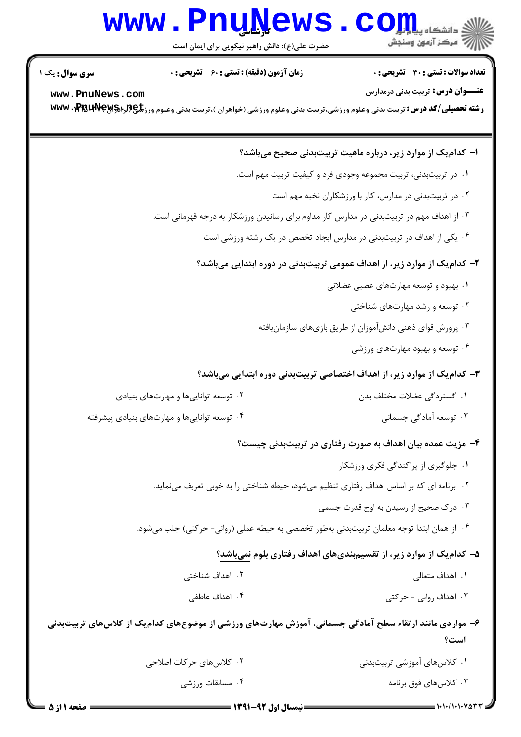**سری سوال:** یک ۱

**زمان آزمون (دقیقه) : تستی : ۶۰ تشریحی : ۰**

**تعداد سوالات : تستی : ۳۰ تشریحی : ۰**

**عنـــوان درس:** تربیت بدنی درمدارس

**رشته تحصیلی/کد درس:** تربیت بدنی وعلوم ورزشی،تربیت بدنی وعلوم ورزشی (خواهران )،تربیت بدنی وعلوم ورزشی (برادران) ۱۲۱۵۰۰۷

۱- کدام‌یک از موارد زیر، درباره ماهیت تربیت‌بدنی صحیح می‌باشد؟

۱. در تربیت‌بدنی، تربیت مجموعه وجودی فرد و کیفیت تربیت مهم است.

۲. در تربیت‌بدنی در مدارس، کار با ورزشکاران نخبه مهم است

۳. از اهداف مهم در تربیت‌بدنی در مدارس کار مداوم برای رسانیدن ورزشکار به درجه قهرمانی است.

۴. یکی از اهداف در تربیت‌بدنی در مدارس ایجاد تخصص در یک رشته ورزشی است

۲- کدام‌یک از موارد زیر، از اهداف عمومی تربیت‌بدنی در دوره ابتدایی می‌باشد؟

۱. بهبود و توسعه مهارت‌های عصبی عضلانی

۲. توسعه و رشد مهارت‌های شناختی

۳. پرورش قوای ذهنی دانش‌آموزان از طریق بازی‌های سازمان‌یافته

۴. توسعه و بهبود مهارت‌های ورزشی

۳- کدام‌یک از موارد زیر، از اهداف اختصاصی تربیت‌بدنی دوره ابتدایی می‌باشد؟

۱. گستردگی عضلات مختلف بدن

۲. توسعه توانایی‌ها و مهارت‌های بنیادی

۳. توسعه آمادگی جسمانی

۴. توسعه توانایی‌ها و مهارت‌های بنیادی پیشرفته

۴- مزیت عمده بیان اهداف به صورت رفتاری در تربیت‌بدنی چیست؟

۱. جلوگیری از پراکندگی فکری ورزشکار

۲. برنامه ای که بر اساس اهداف رفتاری تنظیم می‌شود، حیطه شناختی را به خوبی تعریف می‌نماید.

۳. درک صحیح از رسیدن به اوج قدرت جسمی

۴. از همان ابتدا توجه معلمان تربیت‌بدنی به‌طور تخصصی به حیطه عملی (روانی- حرکتی) جلب می‌شود.

۵- کدام‌یک از موارد زیر، از تقسیم‌بندی‌های اهداف رفتاری بلوم نمی‌باشد؟

۱. اهداف متعالی

۲. اهداف شناختی

۳. اهداف روانی - حرکتی

۴. اهداف عاطفی

۶- مواردی مانند ارتقاء سطح آمادگی جسمانی، آموزش مهارت‌های ورزشی از موضوع‌های کدام‌یک از کلاس‌های تربیت‌بدنی است؟

۱. کلاس‌های آموزشی تربیت‌بدنی

۲. کلاس‌های حرکات اصلاحی

۳. کلاس‌های فوق برنامه

۴. مسابقات ورزشی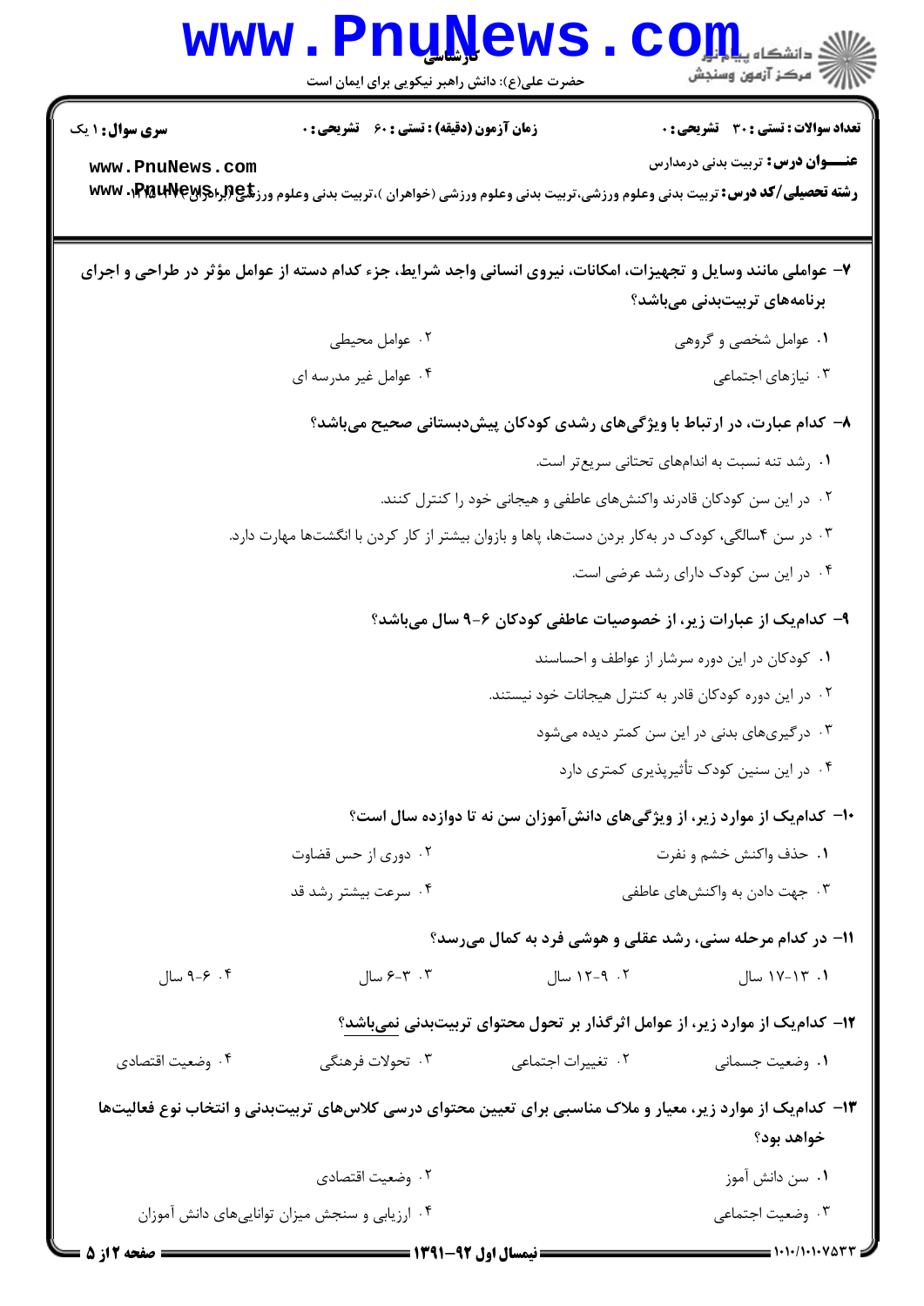**۷- عواملی مانند وسایل و تجهیزات، امکانات، نیروی انسانی واجد شرایط، جزء کدام دسته از عوامل مؤثر در طراحی و اجرای برنامه‌های تربیت‌بدنی می‌باشد؟**

۱. عوامل شخصی و گروهی
۲. عوامل محیطی
۳. نیازهای اجتماعی
۴. عوامل غیر مدرسه ای

**۸- کدام عبارت، در ارتباط با ویژگی‌های رشدی کودکان پیش‌دبستانی صحیح می‌باشد؟**

۱. رشد تنه نسبت به اندام‌های تحتانی سریع‌تر است.
۲. در این سن کودکان قادرند واکنش‌های عاطفی و هیجانی خود را کنترل کنند.
۳. در سن ۴سالگی، کودک در به‌کار بردن دست‌ها، پاها و بازوان بیشتر از کار کردن با انگشت‌ها مهارت دارد.
۴. در این سن کودک دارای رشد عرضی است.

**۹- کدام‌یک از عبارات زیر، از خصوصیات عاطفی کودکان ۶-۹ سال می‌باشد؟**

۱. کودکان در این دوره سرشار از عواطف و احساسند
۲. در این دوره کودکان قادر به کنترل هیجانات خود نیستند.
۳. درگیری‌های بدنی در این سن کمتر دیده می‌شود
۴. در این سنین کودک تأثیرپذیری کمتری دارد

**۱۰- کدام‌یک از موارد زیر، از ویژگی‌های دانش‌آموزان سن نه تا دوازده سال است؟**

۱. حذف واکنش خشم و نفرت
۲. دوری از حس قضاوت
۳. جهت دادن به واکنش‌های عاطفی
۴. سرعت بیشتر رشد قد

**۱۱- در کدام مرحله سنی، رشد عقلی و هوشی فرد به کمال می‌رسد؟**

۱. ۱۳-۱۷ سال
۲. ۹-۱۲ سال
۳. ۳-۶ سال
۴. ۶-۹ سال

**۱۲- کدام‌یک از موارد زیر، از عوامل اثرگذار بر تحول محتوای تربیت‌بدنی نمی‌باشد؟**

۱. وضعیت جسمانی
۲. تغییرات اجتماعی
۳. تحولات فرهنگی
۴. وضعیت اقتصادی

**۱۳- کدام‌یک از موارد زیر، معیار و ملاک مناسبی برای تعیین محتوای درسی کلاس‌های تربیت‌بدنی و انتخاب نوع فعالیت‌ها خواهد بود؟**

۱. سن دانش آموز
۲. وضعیت اقتصادی
۳. وضعیت اجتماعی
۴. ارزیابی و سنجش میزان توانایی‌های دانش آموزان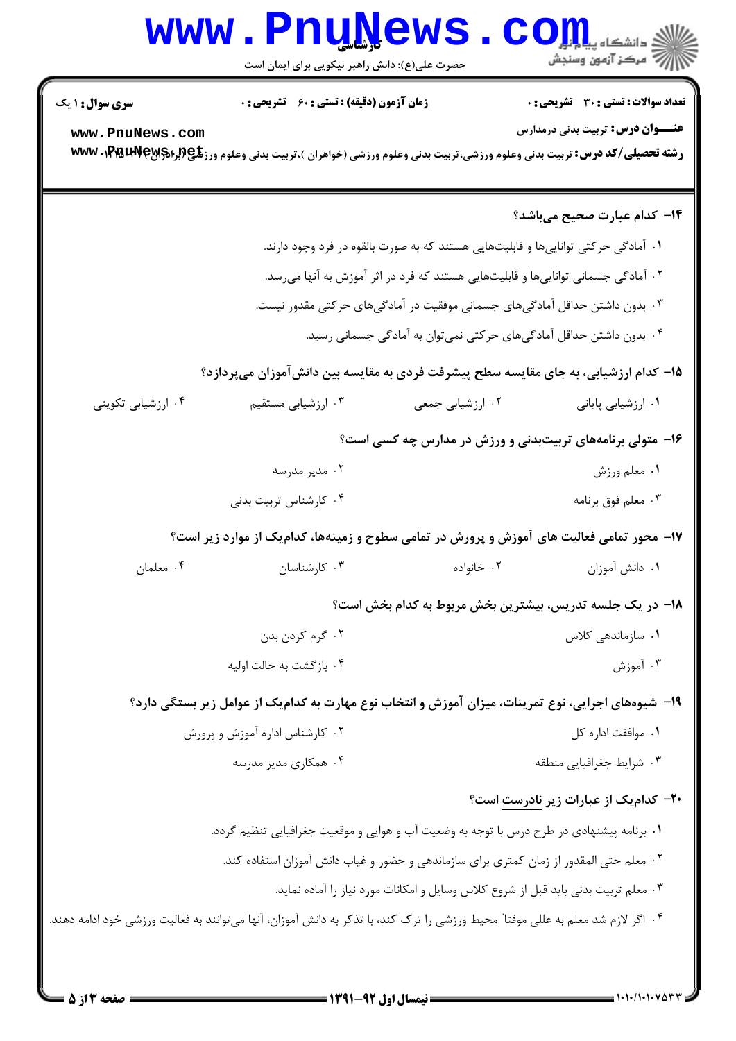**سری سوال:** ۱ یک

**زمان آزمون (دقیقه) : تستی :** ۶۰ **تشریحی :** ۰

**تعداد سوالات : تستی :** ۳۰ **تشریحی :** ۰

**عنـــوان درس:** تربیت بدنی درمدارس

**رشته تحصیلی/کد درس:** تربیت بدنی وعلوم ورزشی،تربیت بدنی وعلوم ورزشی (خواهران )،تربیت بدنی وعلوم ورزشی (برادران) ۱۲۱۵۱۲۱

**۱۴- کدام عبارت صحیح می‌باشد؟**

۱. آمادگی حرکتی توانایی‌ها و قابلیت‌هایی هستند که به صورت بالقوه در فرد وجود دارند.

۲. آمادگی جسمانی توانایی‌ها و قابلیت‌هایی هستند که فرد در اثر آموزش به آنها می‌رسد.

۳. بدون داشتن حداقل آمادگی‌های جسمانی موفقیت در آمادگی‌های حرکتی مقدور نیست.

۴. بدون داشتن حداقل آمادگی‌های حرکتی نمی‌توان به آمادگی جسمانی رسید.

**۱۵- کدام ارزشیابی، به جای مقایسه سطح پیشرفت فردی به مقایسه بین دانش‌آموزان می‌پردازد؟**

۱. ارزشیابی پایانی
۲. ارزشیابی جمعی
۳. ارزشیابی مستقیم
۴. ارزشیابی تکوینی

**۱۶- متولی برنامه‌های تربیت‌بدنی و ورزش در مدارس چه کسی است؟**

۱. معلم ورزش
۲. مدیر مدرسه
۳. معلم فوق برنامه
۴. کارشناس تربیت بدنی

**۱۷- محور تمامی فعالیت های آموزش و پرورش در تمامی سطوح و زمینه‌ها، کدام‌یک از موارد زیر است؟**

۱. دانش آموزان
۲. خانواده
۳. کارشناسان
۴. معلمان

**۱۸- در یک جلسه تدریس، بیشترین بخش مربوط به کدام بخش است؟**

۱. سازماندهی کلاس
۲. گرم کردن بدن
۳. آموزش
۴. بازگشت به حالت اولیه

**۱۹- شیوه‌های اجرایی، نوع تمرینات، میزان آموزش و انتخاب نوع مهارت به کدام‌یک از عوامل زیر بستگی دارد؟**

۱. موافقت اداره کل
۲. کارشناس اداره آموزش و پرورش
۳. شرایط جغرافیایی منطقه
۴. همکاری مدیر مدرسه

**۲۰- کدام‌یک از عبارات زیر نادرست است؟**

۱. برنامه پیشنهادی در طرح درس با توجه به وضعیت آب و هوایی و موقعیت جغرافیایی تنظیم گردد.

۲. معلم حتی المقدور از زمان کمتری برای سازماندهی و حضور و غیاب دانش آموزان استفاده کند.

۳. معلم تربیت بدنی باید قبل از شروع کلاس وسایل و امکانات مورد نیاز را آماده نماید.

۴. اگر لازم شد معلم به عللی موقتاً محیط ورزشی را ترک کند، با تذکر به دانش آموزان، آنها می‌توانند به فعالیت ورزشی خود ادامه دهند.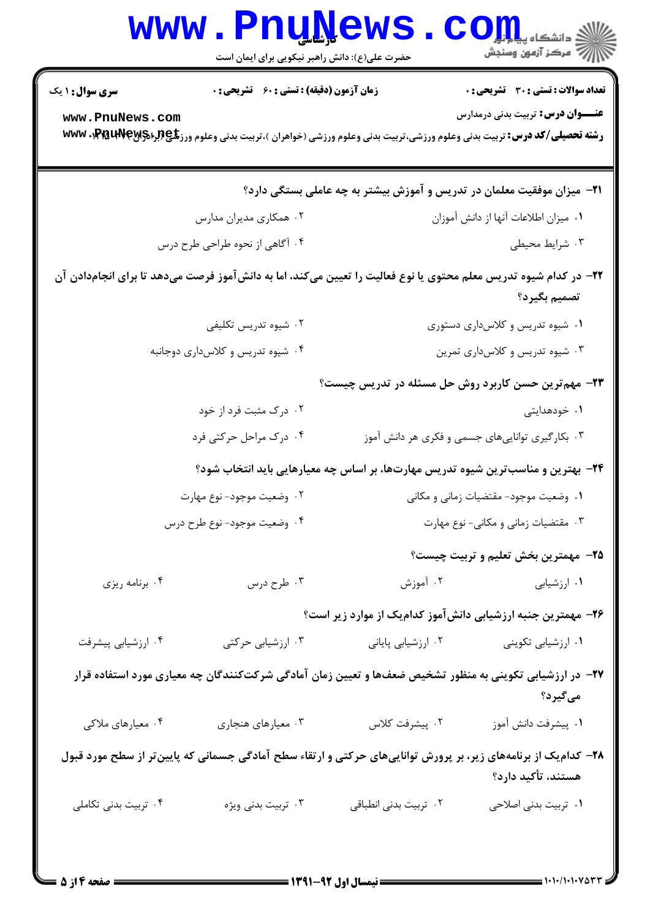**سری سوال:** ۱ یک
**زمان آزمون (دقیقه) : تستی :** ۶۰ **تشریحی :** ۰
**تعداد سوالات : تستی :** ۳۰ **تشریحی :** ۰

**عنـــوان درس:** تربیت بدنی درمدارس

**رشته تحصیلی/کد درس:** تربیت بدنی وعلوم ورزشی،تربیت بدنی وعلوم ورزشی (خواهران )،تربیت بدنی وعلوم ورزشی (برادران) ۱۲۱۵۱۰۴

**۲۱- میزان موفقیت معلمان در تدریس و آموزش بیشتر به چه عاملی بستگی دارد؟**

۱. میزان اطلاعات آنها از دانش آموزان
۲. همکاری مدیران مدارس
۳. شرایط محیطی
۴. آگاهی از نحوه طراحی طرح درس

**۲۲- در کدام شیوه تدریس معلم محتوی یا نوع فعالیت را تعیین می‌کند، اما به دانش‌آموز فرصت می‌دهد تا برای انجام‌دادن آن تصمیم بگیرد؟**

۱. شیوه تدریس و کلاس‌داری دستوری
۲. شیوه تدریس تکلیفی
۳. شیوه تدریس و کلاس‌داری تمرین
۴. شیوه تدریس و کلاس‌داری دوجانبه

**۲۳- مهم‌ترین حسن کاربرد روش حل مسئله در تدریس چیست؟**

۱. خودهدایتی
۲. درک مثبت فرد از خود
۳. بکارگیری توانایی‌های جسمی و فکری هر دانش آموز
۴. درک مراحل حرکتی فرد

**۲۴- بهترین و مناسب‌ترین شیوه تدریس مهارت‌ها، بر اساس چه معیارهایی باید انتخاب شود؟**

۱. وضعیت موجود- مقتضیات زمانی و مکانی
۲. وضعیت موجود- نوع مهارت
۳. مقتضیات زمانی و مکانی- نوع مهارت
۴. وضعیت موجود- نوع طرح درس

**۲۵- مهمترین بخش تعلیم و تربیت چیست؟**

۱. ارزشیابی
۲. آموزش
۳. طرح درس
۴. برنامه ریزی

**۲۶- مهمترین جنبه ارزشیابی دانش‌آموز کدام‌یک از موارد زیر است؟**

۱. ارزشیابی تکوینی
۲. ارزشیابی پایانی
۳. ارزشیابی حرکتی
۴. ارزشیابی پیشرفت

**۲۷- در ارزشیابی تکوینی به منظور تشخیص ضعف‌ها و تعیین زمان آمادگی شرکت‌کنندگان چه معیاری مورد استفاده قرار می‌گیرد؟**

۱. پیشرفت دانش آموز
۲. پیشرفت کلاس
۳. معیارهای هنجاری
۴. معیارهای ملاکی

**۲۸- کدام‌یک از برنامه‌های زیر، بر پرورش توانایی‌های حرکتی و ارتقاء سطح آمادگی جسمانی که پایین‌تر از سطح مورد قبول هستند، تأکید دارد؟**

۱. تربیت بدنی اصلاحی
۲. تربیت بدنی انطباقی
۳. تربیت بدنی ویژه
۴. تربیت بدنی تکاملی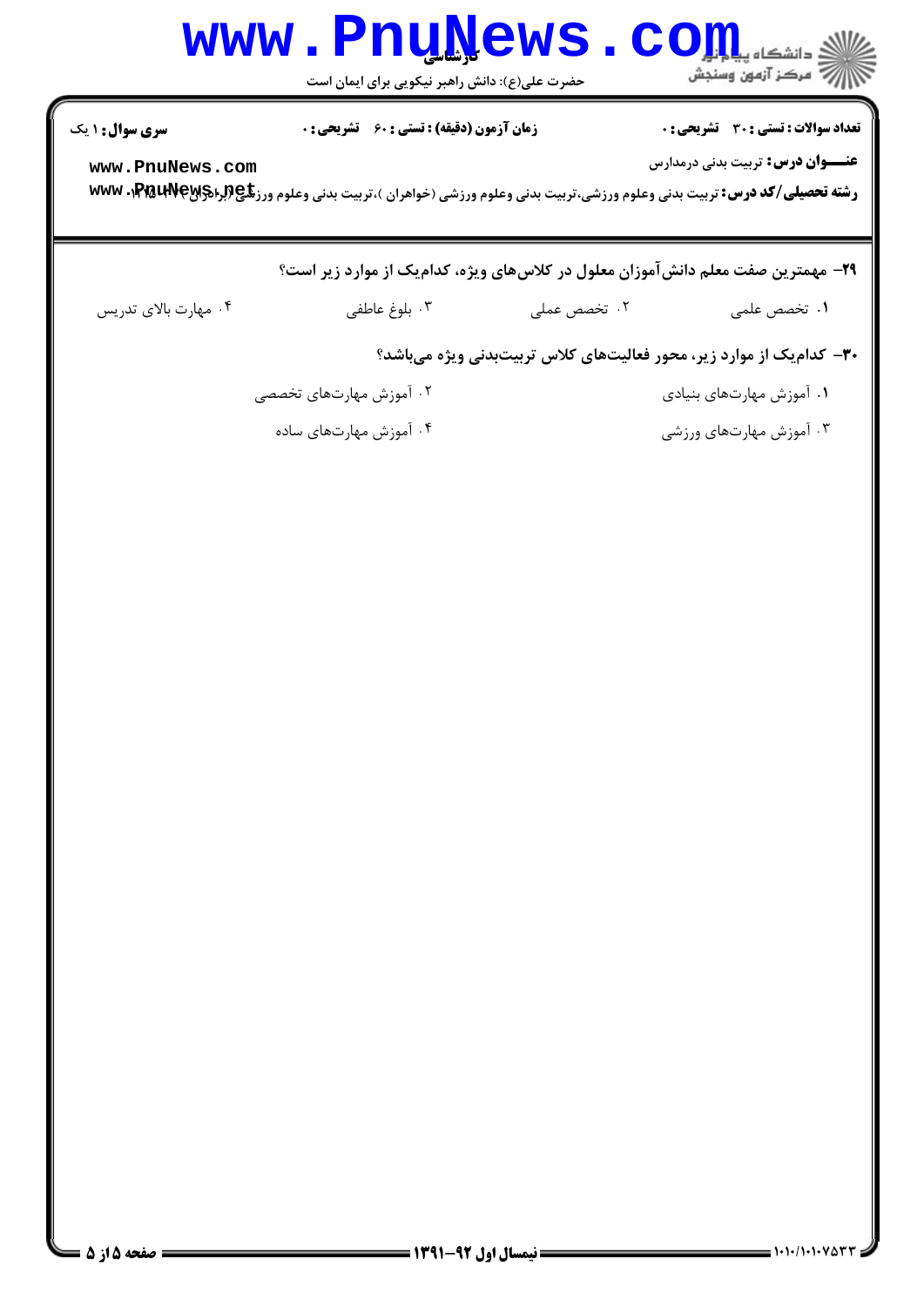**تعداد سوالات : تستی : ۳۰ تشریحی : ۰**

**زمان آزمون (دقیقه) : تستی : ۶۰ تشریحی : ۰**

**سری سوال :** ۱ یک

**عنـــوان درس :** تربیت بدنی درمدارس

**رشته تحصیلی/کد درس :** تربیت بدنی وعلوم ورزشی،تربیت بدنی وعلوم ورزشی (خواهران )،تربیت بدنی وعلوم ورزشی (برادران) ۱۲۱۵۱۰۷

**۲۹- مهمترین صفت معلم دانش‌آموزان معلول در کلاس‌های ویژه، کدام‌یک از موارد زیر است؟**

۱. تخصص علمی

۲. تخصص عملی

۳. بلوغ عاطفی

۴. مهارت بالای تدریس

**۳۰- کدام‌یک از موارد زیر، محور فعالیت‌های کلاس تربیت‌بدنی ویژه می‌باشد؟**

۱. آموزش مهارت‌های بنیادی

۲. آموزش مهارت‌های تخصصی

۳. آموزش مهارت‌های ورزشی

۴. آموزش مهارت‌های ساده